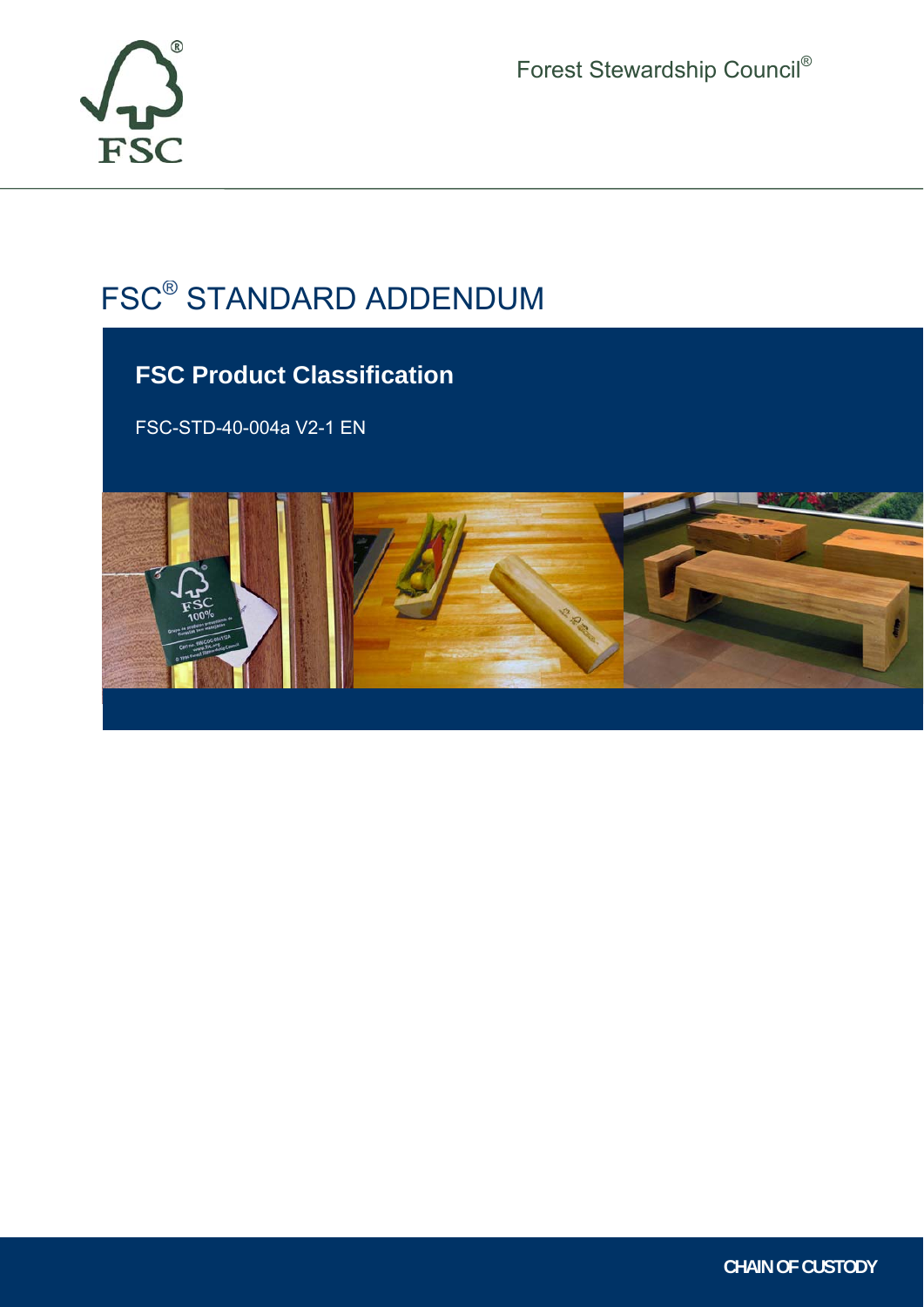Forest Stewardship Council®

# FSC® STANDARD ADDENDUM

## FSC Product Classification

FSC-STD-40-004a V2-1 EN

CHAIN OF CUSTODY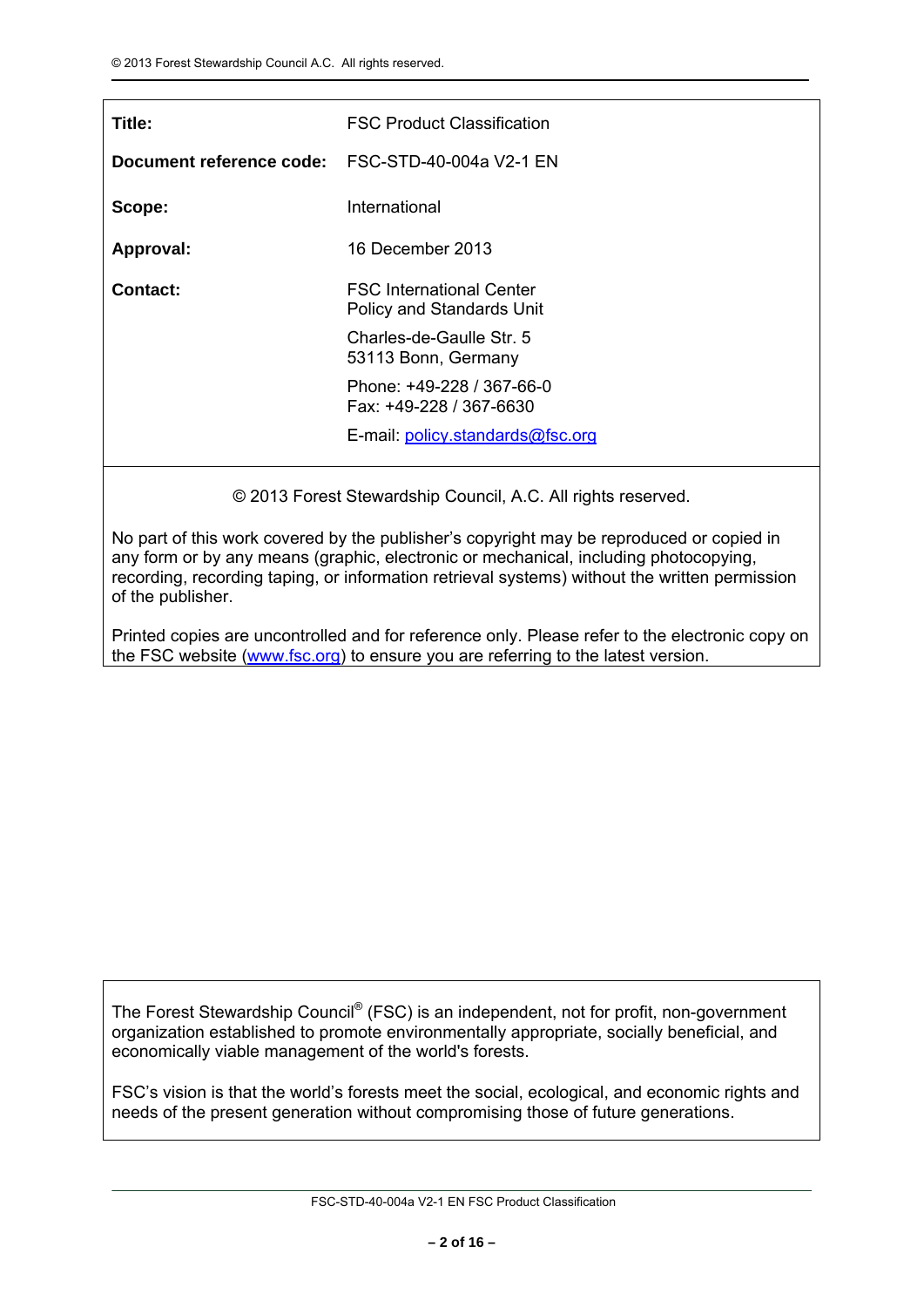| | |
|---|---|
| **Title:** | FSC Product Classification |
| **Document reference code:** | FSC-STD-40-004a V2-1 EN |
| **Scope:** | International |
| **Approval:** | 16 December 2013 |
| **Contact:** | FSC International Center<br>Policy and Standards Unit<br><br>Charles-de-Gaulle Str. 5<br>53113 Bonn, Germany<br><br>Phone: +49-228 / 367-66-0<br>Fax: +49-228 / 367-6630<br><br>E-mail: policy.standards@fsc.org |

© 2013 Forest Stewardship Council, A.C. All rights reserved.

No part of this work covered by the publisher's copyright may be reproduced or copied in any form or by any means (graphic, electronic or mechanical, including photocopying, recording, recording taping, or information retrieval systems) without the written permission of the publisher.

Printed copies are uncontrolled and for reference only. Please refer to the electronic copy on the FSC website (www.fsc.org) to ensure you are referring to the latest version.

The Forest Stewardship Council® (FSC) is an independent, not for profit, non-government organization established to promote environmentally appropriate, socially beneficial, and economically viable management of the world's forests.

FSC's vision is that the world's forests meet the social, ecological, and economic rights and needs of the present generation without compromising those of future generations.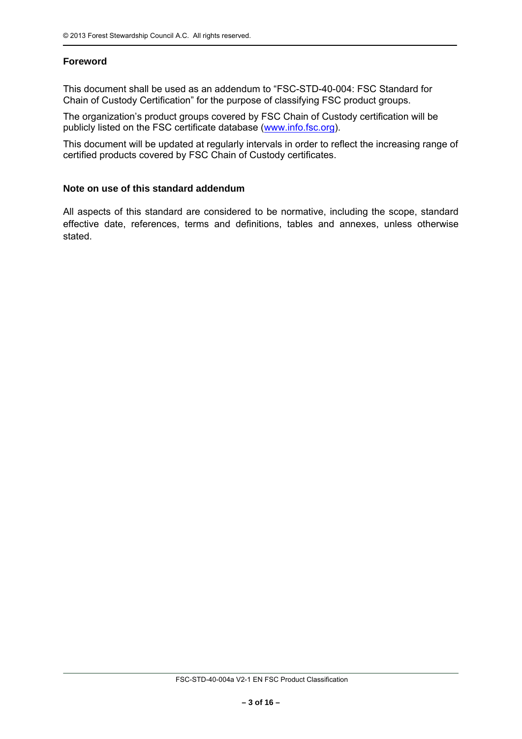## Foreword

This document shall be used as an addendum to "FSC-STD-40-004: FSC Standard for Chain of Custody Certification" for the purpose of classifying FSC product groups.

The organization's product groups covered by FSC Chain of Custody certification will be publicly listed on the FSC certificate database (www.info.fsc.org).

This document will be updated at regularly intervals in order to reflect the increasing range of certified products covered by FSC Chain of Custody certificates.

## Note on use of this standard addendum

All aspects of this standard are considered to be normative, including the scope, standard effective date, references, terms and definitions, tables and annexes, unless otherwise stated.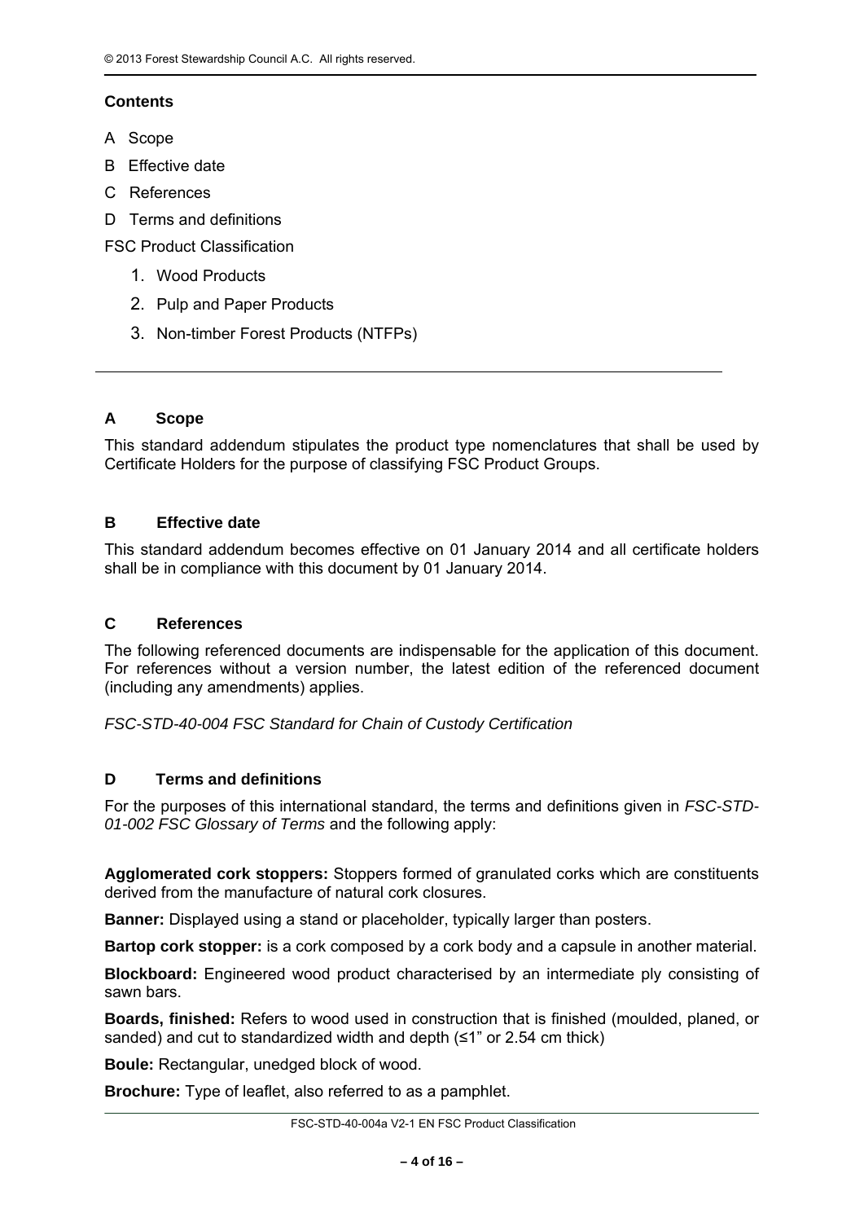**Contents**

A Scope

B Effective date

C References

D Terms and definitions

FSC Product Classification

1. Wood Products
2. Pulp and Paper Products
3. Non-timber Forest Products (NTFPs)

---

## A Scope

This standard addendum stipulates the product type nomenclatures that shall be used by Certificate Holders for the purpose of classifying FSC Product Groups.

## B Effective date

This standard addendum becomes effective on 01 January 2014 and all certificate holders shall be in compliance with this document by 01 January 2014.

## C References

The following referenced documents are indispensable for the application of this document. For references without a version number, the latest edition of the referenced document (including any amendments) applies.

*FSC-STD-40-004 FSC Standard for Chain of Custody Certification*

## D Terms and definitions

For the purposes of this international standard, the terms and definitions given in *FSC-STD-01-002 FSC Glossary of Terms* and the following apply:

**Agglomerated cork stoppers:** Stoppers formed of granulated corks which are constituents derived from the manufacture of natural cork closures.

**Banner:** Displayed using a stand or placeholder, typically larger than posters.

**Bartop cork stopper:** is a cork composed by a cork body and a capsule in another material.

**Blockboard:** Engineered wood product characterised by an intermediate ply consisting of sawn bars.

**Boards, finished:** Refers to wood used in construction that is finished (moulded, planed, or sanded) and cut to standardized width and depth (≤1" or 2.54 cm thick)

**Boule:** Rectangular, unedged block of wood.

**Brochure:** Type of leaflet, also referred to as a pamphlet.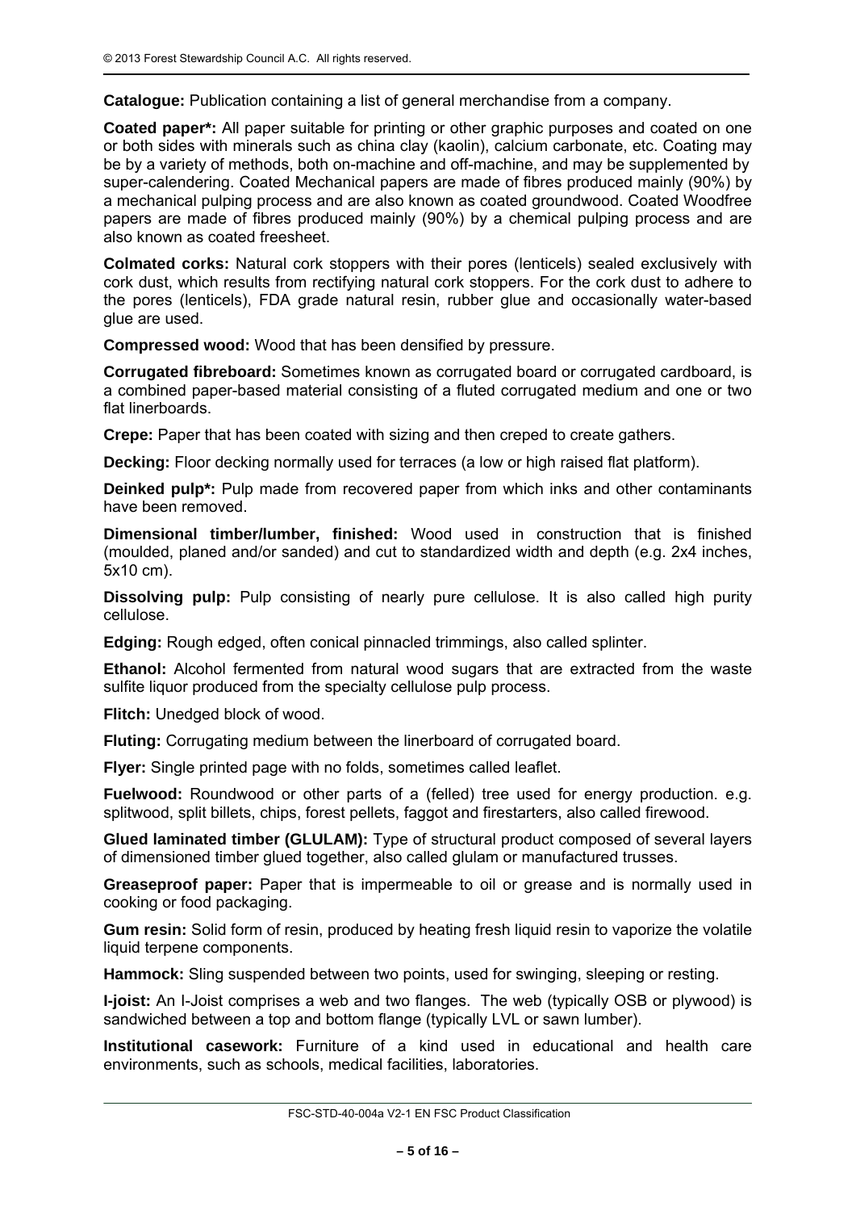**Catalogue:** Publication containing a list of general merchandise from a company.

**Coated paper*:** All paper suitable for printing or other graphic purposes and coated on one or both sides with minerals such as china clay (kaolin), calcium carbonate, etc. Coating may be by a variety of methods, both on-machine and off-machine, and may be supplemented by super-calendering. Coated Mechanical papers are made of fibres produced mainly (90%) by a mechanical pulping process and are also known as coated groundwood. Coated Woodfree papers are made of fibres produced mainly (90%) by a chemical pulping process and are also known as coated freesheet.

**Colmated corks:** Natural cork stoppers with their pores (lenticels) sealed exclusively with cork dust, which results from rectifying natural cork stoppers. For the cork dust to adhere to the pores (lenticels), FDA grade natural resin, rubber glue and occasionally water-based glue are used.

**Compressed wood:** Wood that has been densified by pressure.

**Corrugated fibreboard:** Sometimes known as corrugated board or corrugated cardboard, is a combined paper-based material consisting of a fluted corrugated medium and one or two flat linerboards.

**Crepe:** Paper that has been coated with sizing and then creped to create gathers.

**Decking:** Floor decking normally used for terraces (a low or high raised flat platform).

**Deinked pulp*:** Pulp made from recovered paper from which inks and other contaminants have been removed.

**Dimensional timber/lumber, finished:** Wood used in construction that is finished (moulded, planed and/or sanded) and cut to standardized width and depth (e.g. 2x4 inches, 5x10 cm).

**Dissolving pulp:** Pulp consisting of nearly pure cellulose. It is also called high purity cellulose.

**Edging:** Rough edged, often conical pinnacled trimmings, also called splinter.

**Ethanol:** Alcohol fermented from natural wood sugars that are extracted from the waste sulfite liquor produced from the specialty cellulose pulp process.

**Flitch:** Unedged block of wood.

**Fluting:** Corrugating medium between the linerboard of corrugated board.

**Flyer:** Single printed page with no folds, sometimes called leaflet.

**Fuelwood:** Roundwood or other parts of a (felled) tree used for energy production. e.g. splitwood, split billets, chips, forest pellets, faggot and firestarters, also called firewood.

**Glued laminated timber (GLULAM):** Type of structural product composed of several layers of dimensioned timber glued together, also called glulam or manufactured trusses.

**Greaseproof paper:** Paper that is impermeable to oil or grease and is normally used in cooking or food packaging.

**Gum resin:** Solid form of resin, produced by heating fresh liquid resin to vaporize the volatile liquid terpene components.

**Hammock:** Sling suspended between two points, used for swinging, sleeping or resting.

**I-joist:** An I-Joist comprises a web and two flanges. The web (typically OSB or plywood) is sandwiched between a top and bottom flange (typically LVL or sawn lumber).

**Institutional casework:** Furniture of a kind used in educational and health care environments, such as schools, medical facilities, laboratories.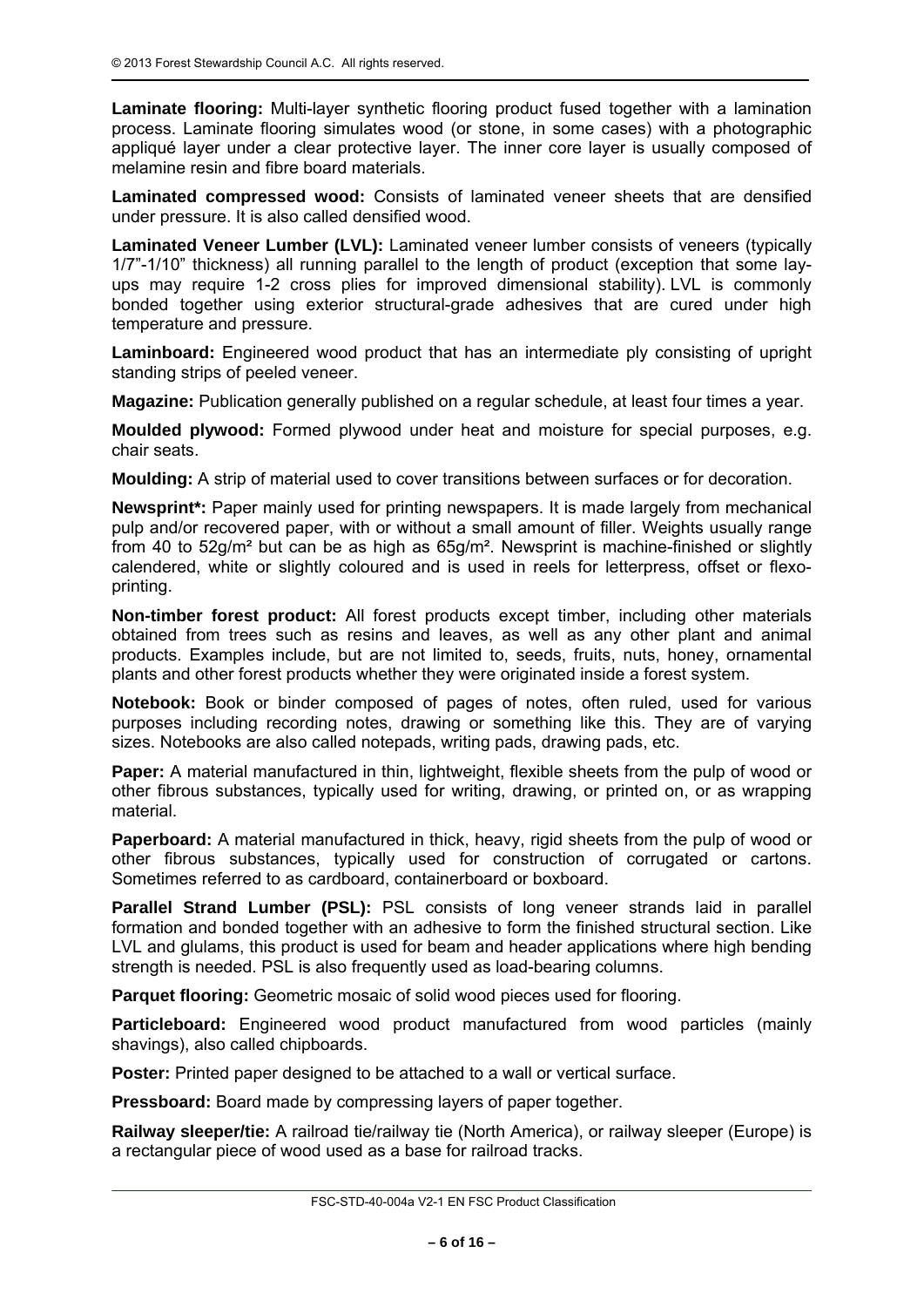**Laminate flooring:** Multi-layer synthetic flooring product fused together with a lamination process. Laminate flooring simulates wood (or stone, in some cases) with a photographic appliqué layer under a clear protective layer. The inner core layer is usually composed of melamine resin and fibre board materials.

**Laminated compressed wood:** Consists of laminated veneer sheets that are densified under pressure. It is also called densified wood.

**Laminated Veneer Lumber (LVL):** Laminated veneer lumber consists of veneers (typically 1/7"-1/10" thickness) all running parallel to the length of product (exception that some lay-ups may require 1-2 cross plies for improved dimensional stability). LVL is commonly bonded together using exterior structural-grade adhesives that are cured under high temperature and pressure.

**Laminboard:** Engineered wood product that has an intermediate ply consisting of upright standing strips of peeled veneer.

**Magazine:** Publication generally published on a regular schedule, at least four times a year.

**Moulded plywood:** Formed plywood under heat and moisture for special purposes, e.g. chair seats.

**Moulding:** A strip of material used to cover transitions between surfaces or for decoration.

**Newsprint*:** Paper mainly used for printing newspapers. It is made largely from mechanical pulp and/or recovered paper, with or without a small amount of filler. Weights usually range from 40 to 52g/m² but can be as high as 65g/m². Newsprint is machine-finished or slightly calendered, white or slightly coloured and is used in reels for letterpress, offset or flexo-printing.

**Non-timber forest product:** All forest products except timber, including other materials obtained from trees such as resins and leaves, as well as any other plant and animal products. Examples include, but are not limited to, seeds, fruits, nuts, honey, ornamental plants and other forest products whether they were originated inside a forest system.

**Notebook:** Book or binder composed of pages of notes, often ruled, used for various purposes including recording notes, drawing or something like this. They are of varying sizes. Notebooks are also called notepads, writing pads, drawing pads, etc.

**Paper:** A material manufactured in thin, lightweight, flexible sheets from the pulp of wood or other fibrous substances, typically used for writing, drawing, or printed on, or as wrapping material.

**Paperboard:** A material manufactured in thick, heavy, rigid sheets from the pulp of wood or other fibrous substances, typically used for construction of corrugated or cartons. Sometimes referred to as cardboard, containerboard or boxboard.

**Parallel Strand Lumber (PSL):** PSL consists of long veneer strands laid in parallel formation and bonded together with an adhesive to form the finished structural section. Like LVL and glulams, this product is used for beam and header applications where high bending strength is needed. PSL is also frequently used as load-bearing columns.

**Parquet flooring:** Geometric mosaic of solid wood pieces used for flooring.

**Particleboard:** Engineered wood product manufactured from wood particles (mainly shavings), also called chipboards.

**Poster:** Printed paper designed to be attached to a wall or vertical surface.

**Pressboard:** Board made by compressing layers of paper together.

**Railway sleeper/tie:** A railroad tie/railway tie (North America), or railway sleeper (Europe) is a rectangular piece of wood used as a base for railroad tracks.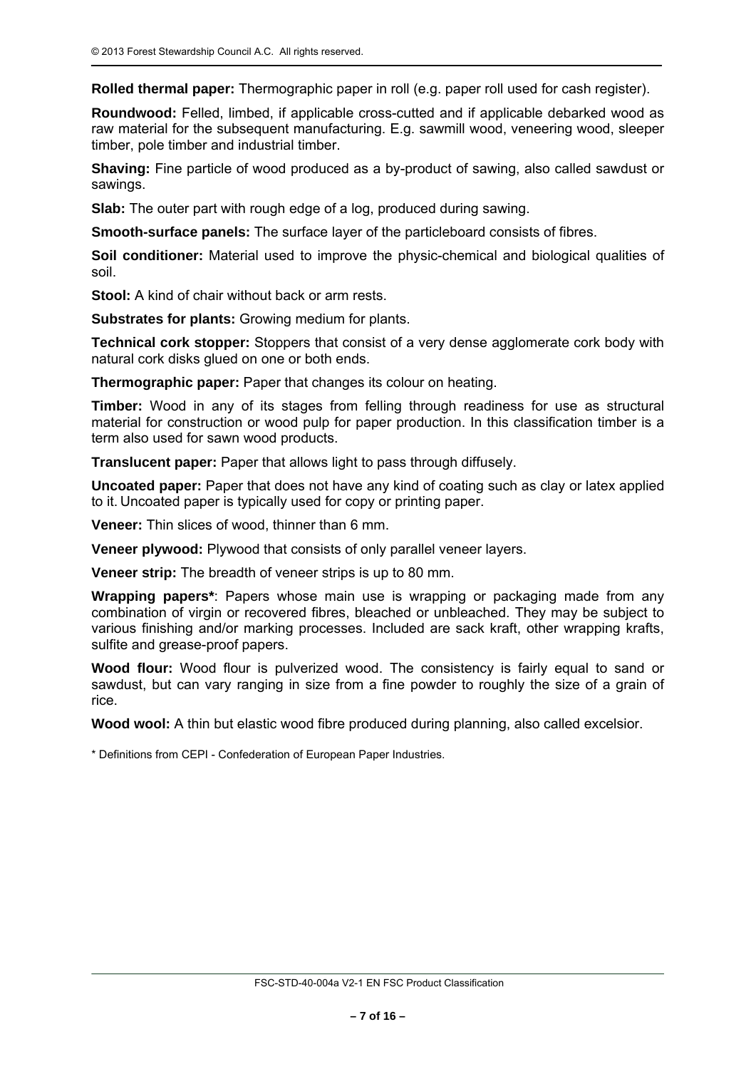**Rolled thermal paper:** Thermographic paper in roll (e.g. paper roll used for cash register).

**Roundwood:** Felled, limbed, if applicable cross-cutted and if applicable debarked wood as raw material for the subsequent manufacturing. E.g. sawmill wood, veneering wood, sleeper timber, pole timber and industrial timber.

**Shaving:** Fine particle of wood produced as a by-product of sawing, also called sawdust or sawings.

**Slab:** The outer part with rough edge of a log, produced during sawing.

**Smooth-surface panels:** The surface layer of the particleboard consists of fibres.

**Soil conditioner:** Material used to improve the physic-chemical and biological qualities of soil.

**Stool:** A kind of chair without back or arm rests.

**Substrates for plants:** Growing medium for plants.

**Technical cork stopper:** Stoppers that consist of a very dense agglomerate cork body with natural cork disks glued on one or both ends.

**Thermographic paper:** Paper that changes its colour on heating.

**Timber:** Wood in any of its stages from felling through readiness for use as structural material for construction or wood pulp for paper production. In this classification timber is a term also used for sawn wood products.

**Translucent paper:** Paper that allows light to pass through diffusely.

**Uncoated paper:** Paper that does not have any kind of coating such as clay or latex applied to it. Uncoated paper is typically used for copy or printing paper.

**Veneer:** Thin slices of wood, thinner than 6 mm.

**Veneer plywood:** Plywood that consists of only parallel veneer layers.

**Veneer strip:** The breadth of veneer strips is up to 80 mm.

**Wrapping papers***: Papers whose main use is wrapping or packaging made from any combination of virgin or recovered fibres, bleached or unbleached. They may be subject to various finishing and/or marking processes. Included are sack kraft, other wrapping krafts, sulfite and grease-proof papers.

**Wood flour:** Wood flour is pulverized wood. The consistency is fairly equal to sand or sawdust, but can vary ranging in size from a fine powder to roughly the size of a grain of rice.

**Wood wool:** A thin but elastic wood fibre produced during planning, also called excelsior.

* Definitions from CEPI - Confederation of European Paper Industries.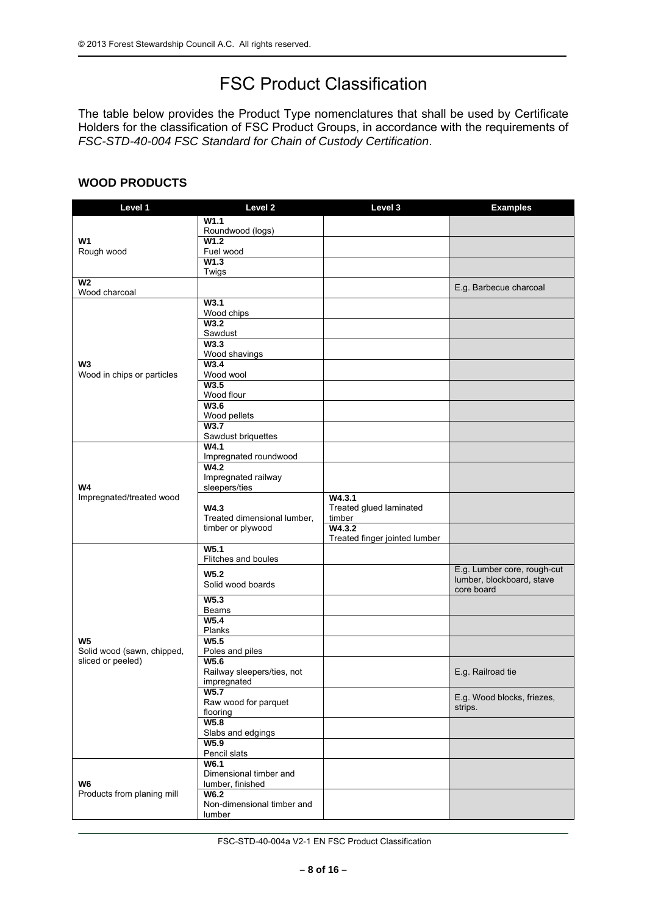# FSC Product Classification

The table below provides the Product Type nomenclatures that shall be used by Certificate Holders for the classification of FSC Product Groups, in accordance with the requirements of *FSC-STD-40-004 FSC Standard for Chain of Custody Certification*.

## WOOD PRODUCTS

| Level 1 | Level 2 | Level 3 | Examples |
|---|---|---|---|
| **W1** Rough wood | **W1.1** Roundwood (logs) | | |
| | **W1.2** Fuel wood | | |
| | **W1.3** Twigs | | |
| **W2** Wood charcoal | | | E.g. Barbecue charcoal |
| **W3** Wood in chips or particles | **W3.1** Wood chips | | |
| | **W3.2** Sawdust | | |
| | **W3.3** Wood shavings | | |
| | **W3.4** Wood wool | | |
| | **W3.5** Wood flour | | |
| | **W3.6** Wood pellets | | |
| | **W3.7** Sawdust briquettes | | |
| **W4** Impregnated/treated wood | **W4.1** Impregnated roundwood | | |
| | **W4.2** Impregnated railway sleepers/ties | | |
| | **W4.3** Treated dimensional lumber, timber or plywood | **W4.3.1** Treated glued laminated timber | |
| | | **W4.3.2** Treated finger jointed lumber | |
| **W5** Solid wood (sawn, chipped, sliced or peeled) | **W5.1** Flitches and boules | | |
| | **W5.2** Solid wood boards | | E.g. Lumber core, rough-cut lumber, blockboard, stave core board |
| | **W5.3** Beams | | |
| | **W5.4** Planks | | |
| | **W5.5** Poles and piles | | |
| | **W5.6** Railway sleepers/ties, not impregnated | | E.g. Railroad tie |
| | **W5.7** Raw wood for parquet flooring | | E.g. Wood blocks, friezes, strips. |
| | **W5.8** Slabs and edgings | | |
| | **W5.9** Pencil slats | | |
| **W6** Products from planing mill | **W6.1** Dimensional timber and lumber, finished | | |
| | **W6.2** Non-dimensional timber and lumber | | |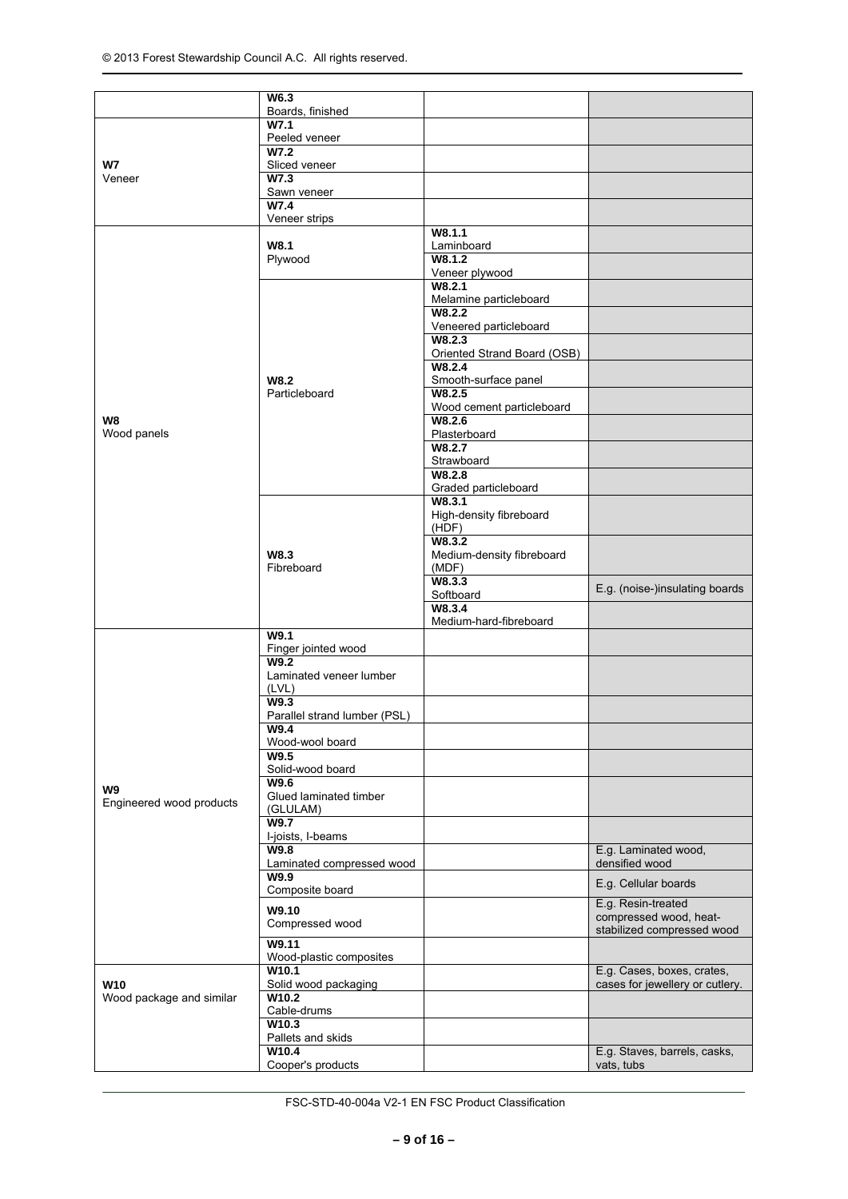| | | | |
|---|---|---|---|
| | **W6.3**<br>Boards, finished | | |
| **W7**<br>Veneer | **W7.1**<br>Peeled veneer | | |
| | **W7.2**<br>Sliced veneer | | |
| | **W7.3**<br>Sawn veneer | | |
| | **W7.4**<br>Veneer strips | | |
| **W8**<br>Wood panels | **W8.1**<br>Plywood | **W8.1.1**<br>Laminboard | |
| | | **W8.1.2**<br>Veneer plywood | |
| | **W8.2**<br>Particleboard | **W8.2.1**<br>Melamine particleboard | |
| | | **W8.2.2**<br>Veneered particleboard | |
| | | **W8.2.3**<br>Oriented Strand Board (OSB) | |
| | | **W8.2.4**<br>Smooth-surface panel | |
| | | **W8.2.5**<br>Wood cement particleboard | |
| | | **W8.2.6**<br>Plasterboard | |
| | | **W8.2.7**<br>Strawboard | |
| | | **W8.2.8**<br>Graded particleboard | |
| | **W8.3**<br>Fibreboard | **W8.3.1**<br>High-density fibreboard (HDF) | |
| | | **W8.3.2**<br>Medium-density fibreboard (MDF) | |
| | | **W8.3.3**<br>Softboard | E.g. (noise-)insulating boards |
| | | **W8.3.4**<br>Medium-hard-fibreboard | |
| **W9**<br>Engineered wood products | **W9.1**<br>Finger jointed wood | | |
| | **W9.2**<br>Laminated veneer lumber (LVL) | | |
| | **W9.3**<br>Parallel strand lumber (PSL) | | |
| | **W9.4**<br>Wood-wool board | | |
| | **W9.5**<br>Solid-wood board | | |
| | **W9.6**<br>Glued laminated timber (GLULAM) | | |
| | **W9.7**<br>I-joists, I-beams | | |
| | **W9.8**<br>Laminated compressed wood | | E.g. Laminated wood, densified wood |
| | **W9.9**<br>Composite board | | E.g. Cellular boards |
| | **W9.10**<br>Compressed wood | | E.g. Resin-treated compressed wood, heat-stabilized compressed wood |
| | **W9.11**<br>Wood-plastic composites | | |
| **W10**<br>Wood package and similar | **W10.1**<br>Solid wood packaging | | E.g. Cases, boxes, crates, cases for jewellery or cutlery. |
| | **W10.2**<br>Cable-drums | | |
| | **W10.3**<br>Pallets and skids | | |
| | **W10.4**<br>Cooper's products | | E.g. Staves, barrels, casks, vats, tubs |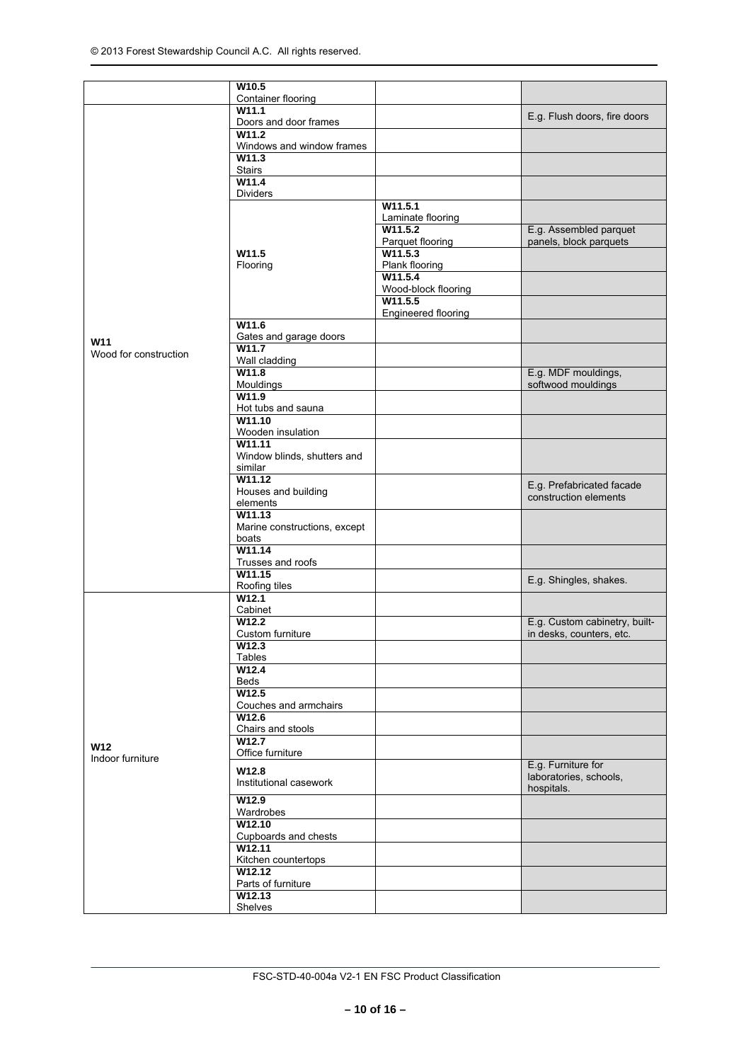| | | | |
|---|---|---|---|
| | **W10.5** Container flooring | | |
| **W11** Wood for construction | **W11.1** Doors and door frames | | E.g. Flush doors, fire doors |
| | **W11.2** Windows and window frames | | |
| | **W11.3** Stairs | | |
| | **W11.4** Dividers | | |
| | **W11.5** Flooring | **W11.5.1** Laminate flooring | |
| | | **W11.5.2** Parquet flooring | E.g. Assembled parquet panels, block parquets |
| | | **W11.5.3** Plank flooring | |
| | | **W11.5.4** Wood-block flooring | |
| | | **W11.5.5** Engineered flooring | |
| | **W11.6** Gates and garage doors | | |
| | **W11.7** Wall cladding | | |
| | **W11.8** Mouldings | | E.g. MDF mouldings, softwood mouldings |
| | **W11.9** Hot tubs and sauna | | |
| | **W11.10** Wooden insulation | | |
| | **W11.11** Window blinds, shutters and similar | | |
| | **W11.12** Houses and building elements | | E.g. Prefabricated facade construction elements |
| | **W11.13** Marine constructions, except boats | | |
| | **W11.14** Trusses and roofs | | |
| | **W11.15** Roofing tiles | | E.g. Shingles, shakes. |
| **W12** Indoor furniture | **W12.1** Cabinet | | |
| | **W12.2** Custom furniture | | E.g. Custom cabinetry, built-in desks, counters, etc. |
| | **W12.3** Tables | | |
| | **W12.4** Beds | | |
| | **W12.5** Couches and armchairs | | |
| | **W12.6** Chairs and stools | | |
| | **W12.7** Office furniture | | |
| | **W12.8** Institutional casework | | E.g. Furniture for laboratories, schools, hospitals. |
| | **W12.9** Wardrobes | | |
| | **W12.10** Cupboards and chests | | |
| | **W12.11** Kitchen countertops | | |
| | **W12.12** Parts of furniture | | |
| | **W12.13** Shelves | | |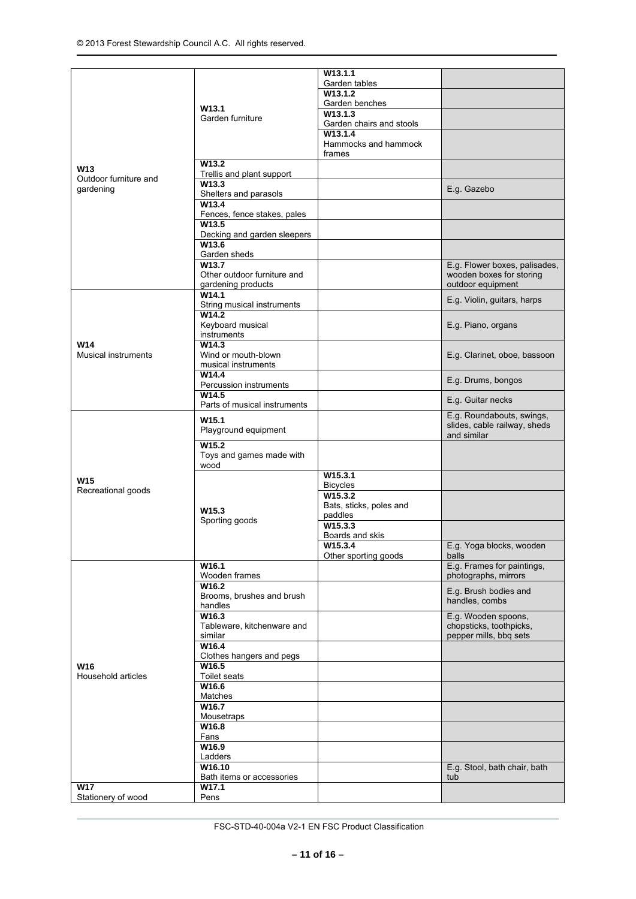| | | | |
|---|---|---|---|
| **W13** Outdoor furniture and gardening | **W13.1** Garden furniture | **W13.1.1** Garden tables | |
| | | **W13.1.2** Garden benches | |
| | | **W13.1.3** Garden chairs and stools | |
| | | **W13.1.4** Hammocks and hammock frames | |
| | **W13.2** Trellis and plant support | | |
| | **W13.3** Shelters and parasols | | E.g. Gazebo |
| | **W13.4** Fences, fence stakes, pales | | |
| | **W13.5** Decking and garden sleepers | | |
| | **W13.6** Garden sheds | | |
| | **W13.7** Other outdoor furniture and gardening products | | E.g. Flower boxes, palisades, wooden boxes for storing outdoor equipment |
| **W14** Musical instruments | **W14.1** String musical instruments | | E.g. Violin, guitars, harps |
| | **W14.2** Keyboard musical instruments | | E.g. Piano, organs |
| | **W14.3** Wind or mouth-blown musical instruments | | E.g. Clarinet, oboe, bassoon |
| | **W14.4** Percussion instruments | | E.g. Drums, bongos |
| | **W14.5** Parts of musical instruments | | E.g. Guitar necks |
| **W15** Recreational goods | **W15.1** Playground equipment | | E.g. Roundabouts, swings, slides, cable railway, sheds and similar |
| | **W15.2** Toys and games made with wood | | |
| | **W15.3** Sporting goods | **W15.3.1** Bicycles | |
| | | **W15.3.2** Bats, sticks, poles and paddles | |
| | | **W15.3.3** Boards and skis | |
| | | **W15.3.4** Other sporting goods | E.g. Yoga blocks, wooden balls |
| **W16** Household articles | **W16.1** Wooden frames | | E.g. Frames for paintings, photographs, mirrors |
| | **W16.2** Brooms, brushes and brush handles | | E.g. Brush bodies and handles, combs |
| | **W16.3** Tableware, kitchenware and similar | | E.g. Wooden spoons, chopsticks, toothpicks, pepper mills, bbq sets |
| | **W16.4** Clothes hangers and pegs | | |
| | **W16.5** Toilet seats | | |
| | **W16.6** Matches | | |
| | **W16.7** Mousetraps | | |
| | **W16.8** Fans | | |
| | **W16.9** Ladders | | |
| | **W16.10** Bath items or accessories | | E.g. Stool, bath chair, bath tub |
| **W17** Stationery of wood | **W17.1** Pens | | |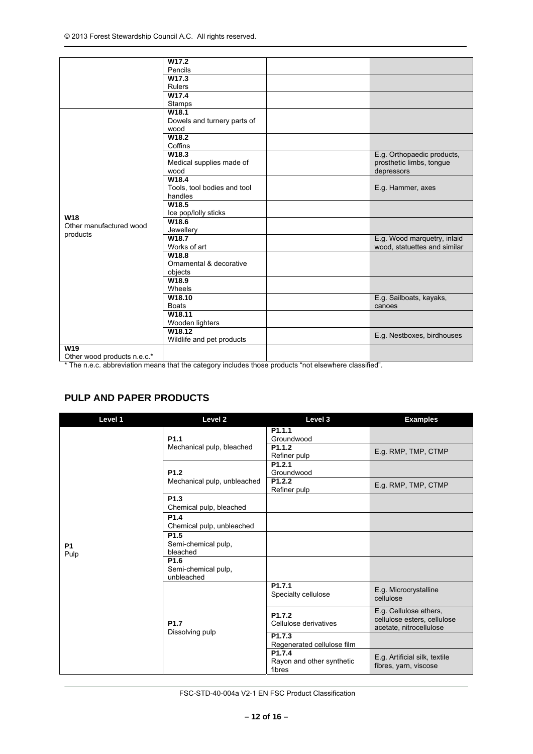| | | | |
|---|---|---|---|
| | **W17.2** Pencils | | |
| | **W17.3** Rulers | | |
| | **W17.4** Stamps | | |
| **W18** Other manufactured wood products | **W18.1** Dowels and turnery parts of wood | | |
| | **W18.2** Coffins | | |
| | **W18.3** Medical supplies made of wood | | E.g. Orthopaedic products, prosthetic limbs, tongue depressors |
| | **W18.4** Tools, tool bodies and tool handles | | E.g. Hammer, axes |
| | **W18.5** Ice pop/lolly sticks | | |
| | **W18.6** Jewellery | | |
| | **W18.7** Works of art | | E.g. Wood marquetry, inlaid wood, statuettes and similar |
| | **W18.8** Ornamental & decorative objects | | |
| | **W18.9** Wheels | | |
| | **W18.10** Boats | | E.g. Sailboats, kayaks, canoes |
| | **W18.11** Wooden lighters | | |
| | **W18.12** Wildlife and pet products | | E.g. Nestboxes, birdhouses |
| **W19** Other wood products n.e.c.* | | | |

* The n.e.c. abbreviation means that the category includes those products "not elsewhere classified".

## PULP AND PAPER PRODUCTS

| Level 1 | Level 2 | Level 3 | Examples |
|---|---|---|---|
| **P1** Pulp | **P1.1** Mechanical pulp, bleached | **P1.1.1** Groundwood | |
| | | **P1.1.2** Refiner pulp | E.g. RMP, TMP, CTMP |
| | **P1.2** Mechanical pulp, unbleached | **P1.2.1** Groundwood | |
| | | **P1.2.2** Refiner pulp | E.g. RMP, TMP, CTMP |
| | **P1.3** Chemical pulp, bleached | | |
| | **P1.4** Chemical pulp, unbleached | | |
| | **P1.5** Semi-chemical pulp, bleached | | |
| | **P1.6** Semi-chemical pulp, unbleached | | |
| | **P1.7** Dissolving pulp | **P1.7.1** Specialty cellulose | E.g. Microcrystalline cellulose |
| | | **P1.7.2** Cellulose derivatives | E.g. Cellulose ethers, cellulose esters, cellulose acetate, nitrocellulose |
| | | **P1.7.3** Regenerated cellulose film | |
| | | **P1.7.4** Rayon and other synthetic fibres | E.g. Artificial silk, textile fibres, yarn, viscose |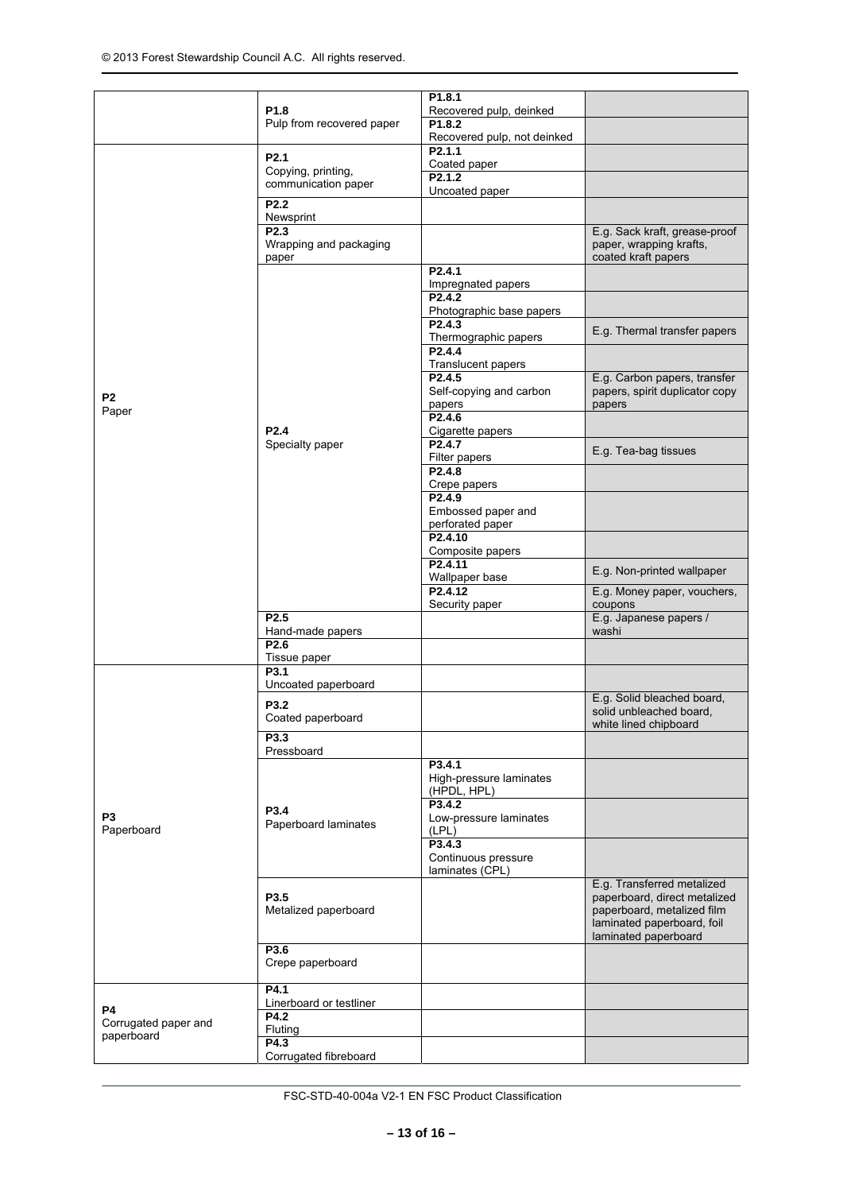| | | | |
|---|---|---|---|
| | **P1.8**<br>Pulp from recovered paper | **P1.8.1**<br>Recovered pulp, deinked | |
| | | **P1.8.2**<br>Recovered pulp, not deinked | |
| **P2**<br>Paper | **P2.1**<br>Copying, printing, communication paper | **P2.1.1**<br>Coated paper | |
| | | **P2.1.2**<br>Uncoated paper | |
| | **P2.2**<br>Newsprint | | |
| | **P2.3**<br>Wrapping and packaging paper | | E.g. Sack kraft, grease-proof paper, wrapping krafts, coated kraft papers |
| | **P2.4**<br>Specialty paper | **P2.4.1**<br>Impregnated papers | |
| | | **P2.4.2**<br>Photographic base papers | |
| | | **P2.4.3**<br>Thermographic papers | E.g. Thermal transfer papers |
| | | **P2.4.4**<br>Translucent papers | |
| | | **P2.4.5**<br>Self-copying and carbon papers | E.g. Carbon papers, transfer papers, spirit duplicator copy papers |
| | | **P2.4.6**<br>Cigarette papers | |
| | | **P2.4.7**<br>Filter papers | E.g. Tea-bag tissues |
| | | **P2.4.8**<br>Crepe papers | |
| | | **P2.4.9**<br>Embossed paper and perforated paper | |
| | | **P2.4.10**<br>Composite papers | |
| | | **P2.4.11**<br>Wallpaper base | E.g. Non-printed wallpaper |
| | | **P2.4.12**<br>Security paper | E.g. Money paper, vouchers, coupons |
| | **P2.5**<br>Hand-made papers | | E.g. Japanese papers / washi |
| | **P2.6**<br>Tissue paper | | |
| **P3**<br>Paperboard | **P3.1**<br>Uncoated paperboard | | |
| | **P3.2**<br>Coated paperboard | | E.g. Solid bleached board, solid unbleached board, white lined chipboard |
| | **P3.3**<br>Pressboard | | |
| | **P3.4**<br>Paperboard laminates | **P3.4.1**<br>High-pressure laminates (HPDL, HPL) | |
| | | **P3.4.2**<br>Low-pressure laminates (LPL) | |
| | | **P3.4.3**<br>Continuous pressure laminates (CPL) | |
| | **P3.5**<br>Metalized paperboard | | E.g. Transferred metalized paperboard, direct metalized paperboard, metalized film laminated paperboard, foil laminated paperboard |
| | **P3.6**<br>Crepe paperboard | | |
| **P4**<br>Corrugated paper and paperboard | **P4.1**<br>Linerboard or testliner | | |
| | **P4.2**<br>Fluting | | |
| | **P4.3**<br>Corrugated fibreboard | | |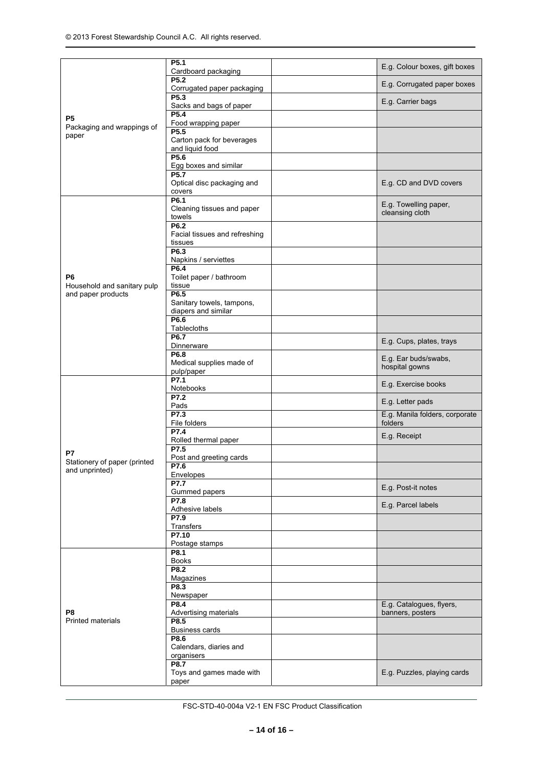| | | | |
|---|---|---|---|
| **P5** Packaging and wrappings of paper | **P5.1** Cardboard packaging | | E.g. Colour boxes, gift boxes |
| | **P5.2** Corrugated paper packaging | | E.g. Corrugated paper boxes |
| | **P5.3** Sacks and bags of paper | | E.g. Carrier bags |
| | **P5.4** Food wrapping paper | | |
| | **P5.5** Carton pack for beverages and liquid food | | |
| | **P5.6** Egg boxes and similar | | |
| | **P5.7** Optical disc packaging and covers | | E.g. CD and DVD covers |
| **P6** Household and sanitary pulp and paper products | **P6.1** Cleaning tissues and paper towels | | E.g. Towelling paper, cleansing cloth |
| | **P6.2** Facial tissues and refreshing tissues | | |
| | **P6.3** Napkins / serviettes | | |
| | **P6.4** Toilet paper / bathroom tissue | | |
| | **P6.5** Sanitary towels, tampons, diapers and similar | | |
| | **P6.6** Tablecloths | | |
| | **P6.7** Dinnerware | | E.g. Cups, plates, trays |
| | **P6.8** Medical supplies made of pulp/paper | | E.g. Ear buds/swabs, hospital gowns |
| **P7** Stationery of paper (printed and unprinted) | **P7.1** Notebooks | | E.g. Exercise books |
| | **P7.2** Pads | | E.g. Letter pads |
| | **P7.3** File folders | | E.g. Manila folders, corporate folders |
| | **P7.4** Rolled thermal paper | | E.g. Receipt |
| | **P7.5** Post and greeting cards | | |
| | **P7.6** Envelopes | | |
| | **P7.7** Gummed papers | | E.g. Post-it notes |
| | **P7.8** Adhesive labels | | E.g. Parcel labels |
| | **P7.9** Transfers | | |
| | **P7.10** Postage stamps | | |
| **P8** Printed materials | **P8.1** Books | | |
| | **P8.2** Magazines | | |
| | **P8.3** Newspaper | | |
| | **P8.4** Advertising materials | | E.g. Catalogues, flyers, banners, posters |
| | **P8.5** Business cards | | |
| | **P8.6** Calendars, diaries and organisers | | |
| | **P8.7** Toys and games made with paper | | E.g. Puzzles, playing cards |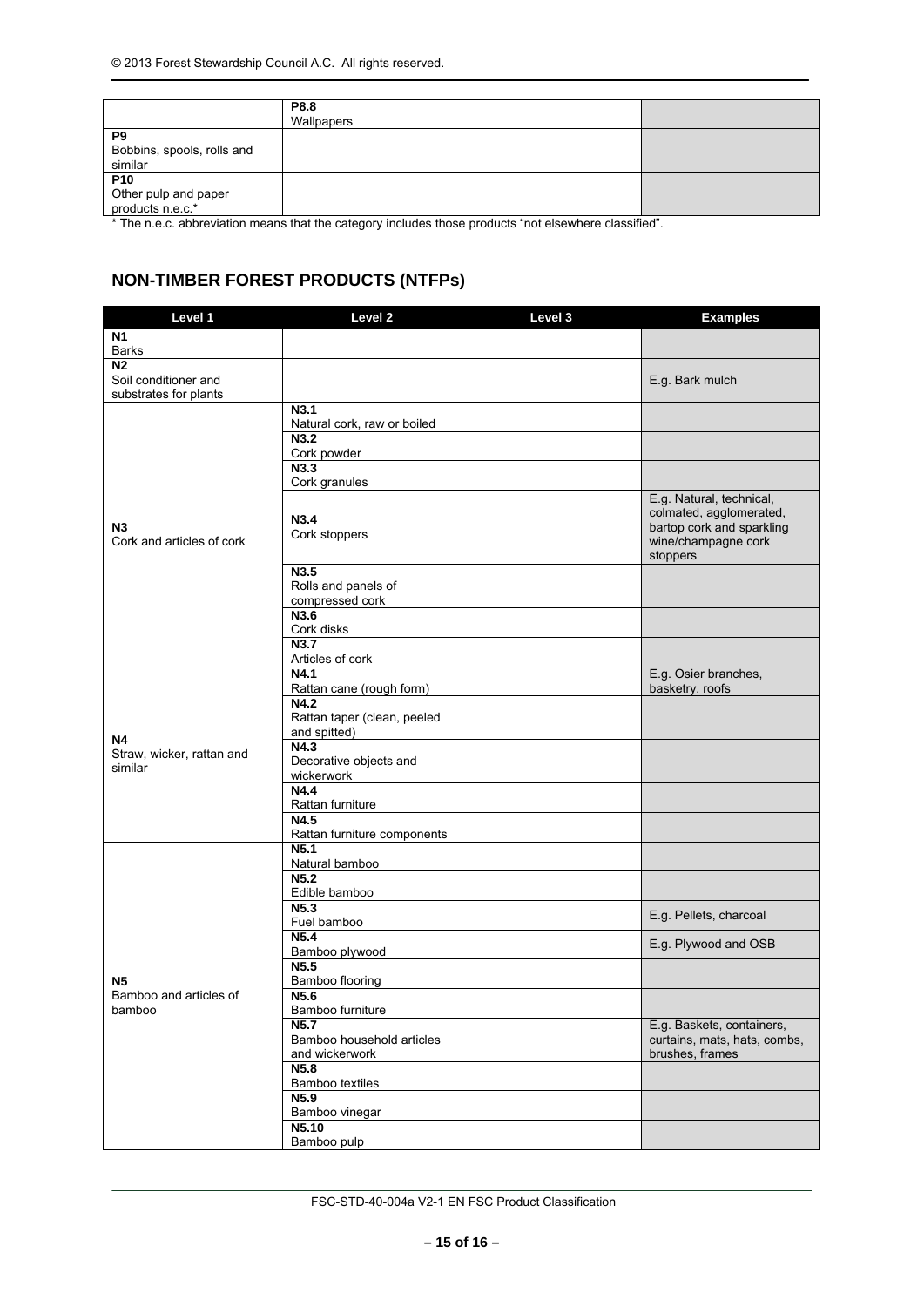|  | P8.8<br>Wallpapers |  |  |
|---|---|---|---|
| P9<br>Bobbins, spools, rolls and similar |  |  |  |
| P10<br>Other pulp and paper products n.e.c.* |  |  |  |

\* The n.e.c. abbreviation means that the category includes those products "not elsewhere classified".

## NON-TIMBER FOREST PRODUCTS (NTFPs)

| Level 1 | Level 2 | Level 3 | Examples |
|---|---|---|---|
| N1<br>Barks |  |  |  |
| N2<br>Soil conditioner and substrates for plants |  |  | E.g. Bark mulch |
| N3<br>Cork and articles of cork | N3.1<br>Natural cork, raw or boiled |  |  |
|  | N3.2<br>Cork powder |  |  |
|  | N3.3<br>Cork granules |  |  |
|  | N3.4<br>Cork stoppers |  | E.g. Natural, technical, colmated, agglomerated, bartop cork and sparkling wine/champagne cork stoppers |
|  | N3.5<br>Rolls and panels of compressed cork |  |  |
|  | N3.6<br>Cork disks |  |  |
|  | N3.7<br>Articles of cork |  |  |
| N4<br>Straw, wicker, rattan and similar | N4.1<br>Rattan cane (rough form) |  | E.g. Osier branches, basketry, roofs |
|  | N4.2<br>Rattan taper (clean, peeled and spitted) |  |  |
|  | N4.3<br>Decorative objects and wickerwork |  |  |
|  | N4.4<br>Rattan furniture |  |  |
|  | N4.5<br>Rattan furniture components |  |  |
| N5<br>Bamboo and articles of bamboo | N5.1<br>Natural bamboo |  |  |
|  | N5.2<br>Edible bamboo |  |  |
|  | N5.3<br>Fuel bamboo |  | E.g. Pellets, charcoal |
|  | N5.4<br>Bamboo plywood |  | E.g. Plywood and OSB |
|  | N5.5<br>Bamboo flooring |  |  |
|  | N5.6<br>Bamboo furniture |  |  |
|  | N5.7<br>Bamboo household articles and wickerwork |  | E.g. Baskets, containers, curtains, mats, hats, combs, brushes, frames |
|  | N5.8<br>Bamboo textiles |  |  |
|  | N5.9<br>Bamboo vinegar |  |  |
|  | N5.10<br>Bamboo pulp |  |  |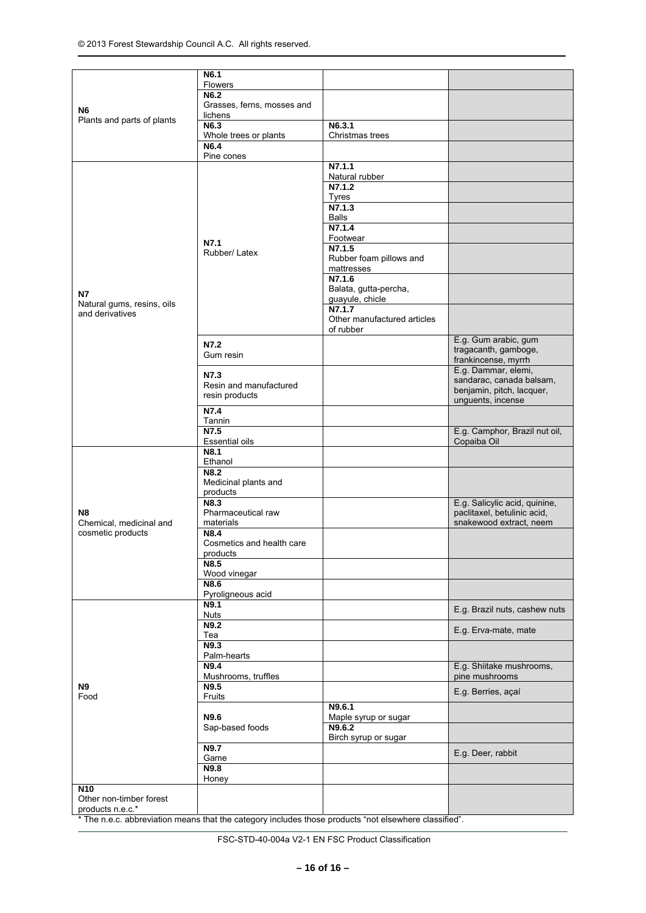| | | | |
|---|---|---|---|
| **N6** Plants and parts of plants | **N6.1** Flowers | | |
| | **N6.2** Grasses, ferns, mosses and lichens | | |
| | **N6.3** Whole trees or plants | **N6.3.1** Christmas trees | |
| | **N6.4** Pine cones | | |
| **N7** Natural gums, resins, oils and derivatives | **N7.1** Rubber/ Latex | **N7.1.1** Natural rubber | |
| | | **N7.1.2** Tyres | |
| | | **N7.1.3** Balls | |
| | | **N7.1.4** Footwear | |
| | | **N7.1.5** Rubber foam pillows and mattresses | |
| | | **N7.1.6** Balata, gutta-percha, guayule, chicle | |
| | | **N7.1.7** Other manufactured articles of rubber | |
| | **N7.2** Gum resin | | E.g. Gum arabic, gum tragacanth, gamboge, frankincense, myrrh |
| | **N7.3** Resin and manufactured resin products | | E.g. Dammar, elemi, sandarac, canada balsam, benjamin, pitch, lacquer, unguents, incense |
| | **N7.4** Tannin | | |
| | **N7.5** Essential oils | | E.g. Camphor, Brazil nut oil, Copaiba Oil |
| **N8** Chemical, medicinal and cosmetic products | **N8.1** Ethanol | | |
| | **N8.2** Medicinal plants and products | | |
| | **N8.3** Pharmaceutical raw materials | | E.g. Salicylic acid, quinine, paclitaxel, betulinic acid, snakewood extract, neem |
| | **N8.4** Cosmetics and health care products | | |
| | **N8.5** Wood vinegar | | |
| | **N8.6** Pyroligneous acid | | |
| **N9** Food | **N9.1** Nuts | | E.g. Brazil nuts, cashew nuts |
| | **N9.2** Tea | | E.g. Erva-mate, mate |
| | **N9.3** Palm-hearts | | |
| | **N9.4** Mushrooms, truffles | | E.g. Shiitake mushrooms, pine mushrooms |
| | **N9.5** Fruits | | E.g. Berries, açaí |
| | **N9.6** Sap-based foods | **N9.6.1** Maple syrup or sugar | |
| | | **N9.6.2** Birch syrup or sugar | |
| | **N9.7** Game | | E.g. Deer, rabbit |
| | **N9.8** Honey | | |
| **N10** Other non-timber forest products n.e.c.* | | | |

* The n.e.c. abbreviation means that the category includes those products "not elsewhere classified".